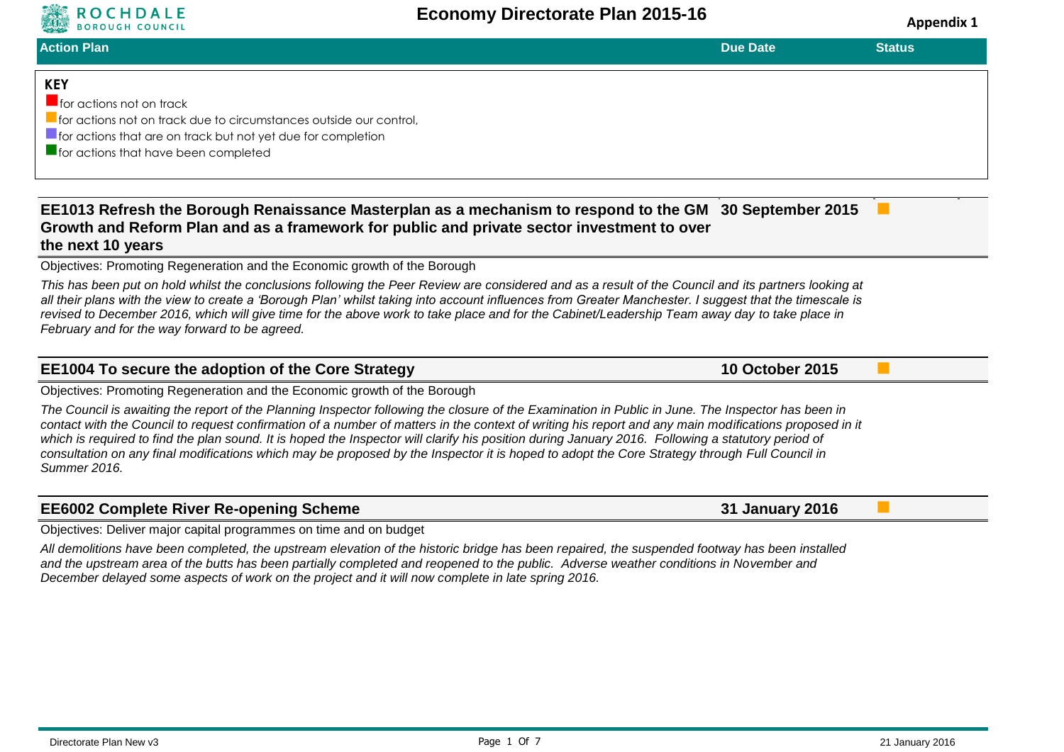# Economy Directorate Plan 2015-16

**Appendix 1**

| Action Plan | Due Date | Status |
|---|---|---|

**KEY**

- 🟥 for actions not on track
- 🟧 for actions not on track due to circumstances outside our control,
- 🟪 for actions that are on track but not yet due for completion
- 🟩 for actions that have been completed

## EE1013 Refresh the Borough Renaissance Masterplan as a mechanism to respond to the GM Growth and Reform Plan and as a framework for public and private sector investment to over the next 10 years

**Due Date:** 30 September 2015 | **Status:** 🟧

Objectives: Promoting Regeneration and the Economic growth of the Borough

*This has been put on hold whilst the conclusions following the Peer Review are considered and as a result of the Council and its partners looking at all their plans with the view to create a 'Borough Plan' whilst taking into account influences from Greater Manchester. I suggest that the timescale is revised to December 2016, which will give time for the above work to take place and for the Cabinet/Leadership Team away day to take place in February and for the way forward to be agreed.*

## EE1004 To secure the adoption of the Core Strategy

**Due Date:** 10 October 2015 | **Status:** 🟧

Objectives: Promoting Regeneration and the Economic growth of the Borough

*The Council is awaiting the report of the Planning Inspector following the closure of the Examination in Public in June. The Inspector has been in contact with the Council to request confirmation of a number of matters in the context of writing his report and any main modifications proposed in it which is required to find the plan sound. It is hoped the Inspector will clarify his position during January 2016. Following a statutory period of consultation on any final modifications which may be proposed by the Inspector it is hoped to adopt the Core Strategy through Full Council in Summer 2016.*

## EE6002 Complete River Re-opening Scheme

**Due Date:** 31 January 2016 | **Status:** 🟧

Objectives: Deliver major capital programmes on time and on budget

*All demolitions have been completed, the upstream elevation of the historic bridge has been repaired, the suspended footway has been installed and the upstream area of the butts has been partially completed and reopened to the public. Adverse weather conditions in November and December delayed some aspects of work on the project and it will now complete in late spring 2016.*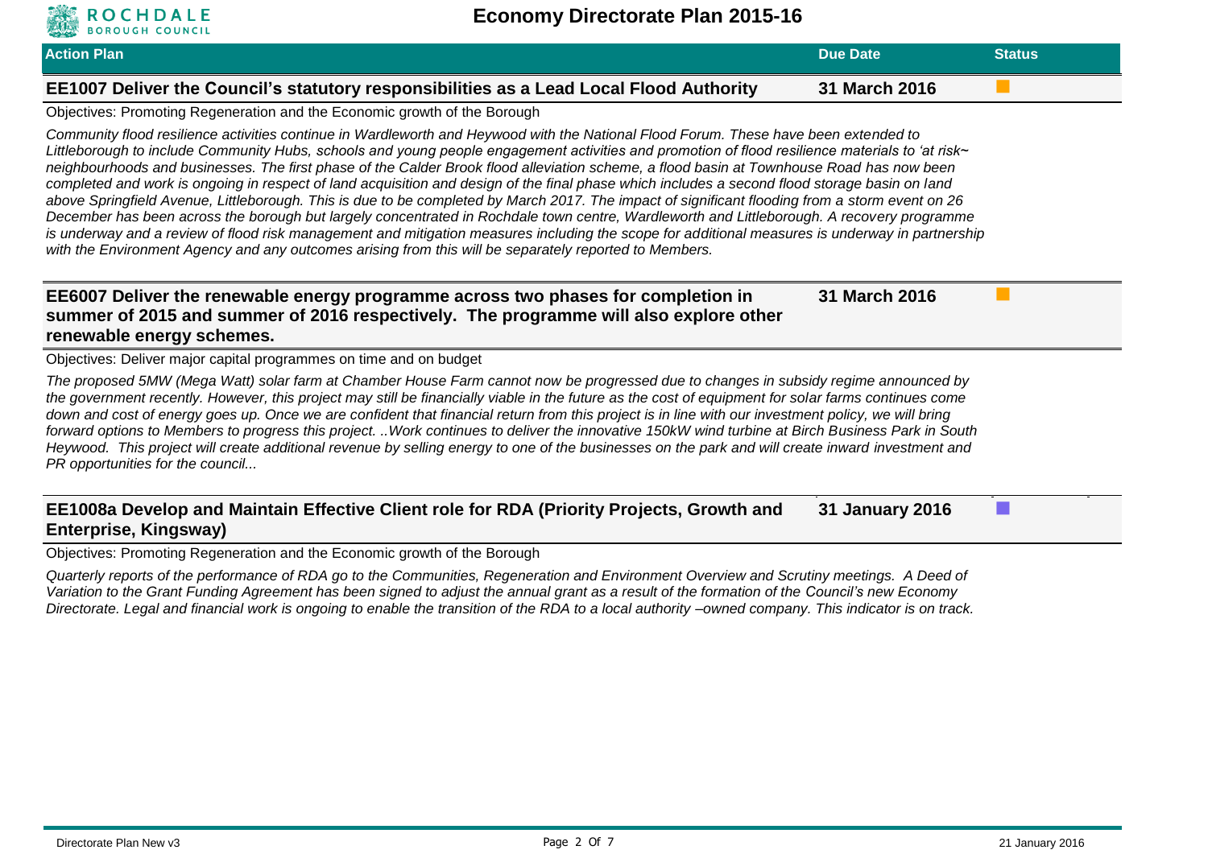# Economy Directorate Plan 2015-16

| Action Plan | Due Date | Status |
|---|---|---|
| **EE1007 Deliver the Council's statutory responsibilities as a Lead Local Flood Authority** | **31 March 2016** | |

Objectives: Promoting Regeneration and the Economic growth of the Borough

*Community flood resilience activities continue in Wardleworth and Heywood with the National Flood Forum. These have been extended to Littleborough to include Community Hubs, schools and young people engagement activities and promotion of flood resilience materials to 'at risk~ neighbourhoods and businesses. The first phase of the Calder Brook flood alleviation scheme, a flood basin at Townhouse Road has now been completed and work is ongoing in respect of land acquisition and design of the final phase which includes a second flood storage basin on land above Springfield Avenue, Littleborough. This is due to be completed by March 2017. The impact of significant flooding from a storm event on 26 December has been across the borough but largely concentrated in Rochdale town centre, Wardleworth and Littleborough. A recovery programme is underway and a review of flood risk management and mitigation measures including the scope for additional measures is underway in partnership with the Environment Agency and any outcomes arising from this will be separately reported to Members.*

| Action Plan | Due Date | Status |
|---|---|---|
| **EE6007 Deliver the renewable energy programme across two phases for completion in summer of 2015 and summer of 2016 respectively. The programme will also explore other renewable energy schemes.** | **31 March 2016** | |

Objectives: Deliver major capital programmes on time and on budget

*The proposed 5MW (Mega Watt) solar farm at Chamber House Farm cannot now be progressed due to changes in subsidy regime announced by the government recently. However, this project may still be financially viable in the future as the cost of equipment for solar farms continues come down and cost of energy goes up. Once we are confident that financial return from this project is in line with our investment policy, we will bring forward options to Members to progress this project. ..Work continues to deliver the innovative 150kW wind turbine at Birch Business Park in South Heywood. This project will create additional revenue by selling energy to one of the businesses on the park and will create inward investment and PR opportunities for the council...*

| Action Plan | Due Date | Status |
|---|---|---|
| **EE1008a Develop and Maintain Effective Client role for RDA (Priority Projects, Growth and Enterprise, Kingsway)** | **31 January 2016** | |

Objectives: Promoting Regeneration and the Economic growth of the Borough

*Quarterly reports of the performance of RDA go to the Communities, Regeneration and Environment Overview and Scrutiny meetings. A Deed of Variation to the Grant Funding Agreement has been signed to adjust the annual grant as a result of the formation of the Council's new Economy Directorate. Legal and financial work is ongoing to enable the transition of the RDA to a local authority –owned company. This indicator is on track.*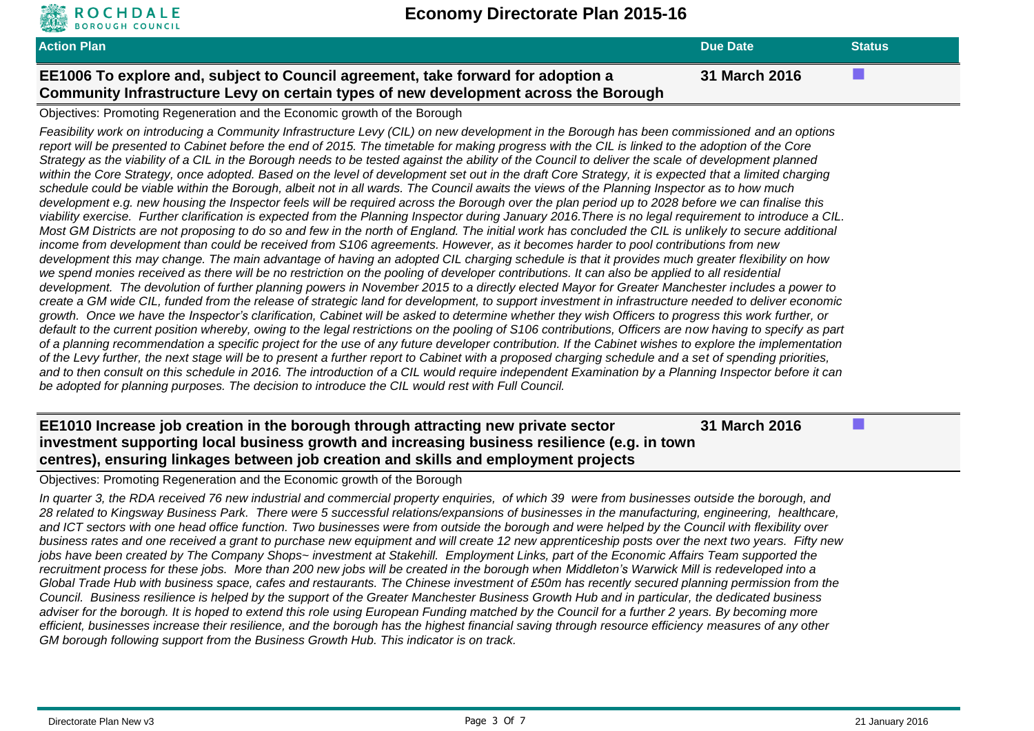| Action Plan | Due Date | Status |
|---|---|---|
| **EE1006 To explore and, subject to Council agreement, take forward for adoption a Community Infrastructure Levy on certain types of new development across the Borough** | **31 March 2016** | |

Objectives: Promoting Regeneration and the Economic growth of the Borough

*Feasibility work on introducing a Community Infrastructure Levy (CIL) on new development in the Borough has been commissioned and an options report will be presented to Cabinet before the end of 2015. The timetable for making progress with the CIL is linked to the adoption of the Core Strategy as the viability of a CIL in the Borough needs to be tested against the ability of the Council to deliver the scale of development planned within the Core Strategy, once adopted. Based on the level of development set out in the draft Core Strategy, it is expected that a limited charging schedule could be viable within the Borough, albeit not in all wards. The Council awaits the views of the Planning Inspector as to how much development e.g. new housing the Inspector feels will be required across the Borough over the plan period up to 2028 before we can finalise this viability exercise. Further clarification is expected from the Planning Inspector during January 2016.There is no legal requirement to introduce a CIL. Most GM Districts are not proposing to do so and few in the north of England. The initial work has concluded the CIL is unlikely to secure additional income from development than could be received from S106 agreements. However, as it becomes harder to pool contributions from new development this may change. The main advantage of having an adopted CIL charging schedule is that it provides much greater flexibility on how we spend monies received as there will be no restriction on the pooling of developer contributions. It can also be applied to all residential development. The devolution of further planning powers in November 2015 to a directly elected Mayor for Greater Manchester includes a power to create a GM wide CIL, funded from the release of strategic land for development, to support investment in infrastructure needed to deliver economic growth. Once we have the Inspector's clarification, Cabinet will be asked to determine whether they wish Officers to progress this work further, or default to the current position whereby, owing to the legal restrictions on the pooling of S106 contributions, Officers are now having to specify as part of a planning recommendation a specific project for the use of any future developer contribution. If the Cabinet wishes to explore the implementation of the Levy further, the next stage will be to present a further report to Cabinet with a proposed charging schedule and a set of spending priorities, and to then consult on this schedule in 2016. The introduction of a CIL would require independent Examination by a Planning Inspector before it can be adopted for planning purposes. The decision to introduce the CIL would rest with Full Council.*

| Action Plan | Due Date | Status |
|---|---|---|
| **EE1010 Increase job creation in the borough through attracting new private sector investment supporting local business growth and increasing business resilience (e.g. in town centres), ensuring linkages between job creation and skills and employment projects** | **31 March 2016** | |

Objectives: Promoting Regeneration and the Economic growth of the Borough

*In quarter 3, the RDA received 76 new industrial and commercial property enquiries, of which 39 were from businesses outside the borough, and 28 related to Kingsway Business Park. There were 5 successful relations/expansions of businesses in the manufacturing, engineering, healthcare, and ICT sectors with one head office function. Two businesses were from outside the borough and were helped by the Council with flexibility over business rates and one received a grant to purchase new equipment and will create 12 new apprenticeship posts over the next two years. Fifty new jobs have been created by The Company Shops~ investment at Stakehill. Employment Links, part of the Economic Affairs Team supported the recruitment process for these jobs. More than 200 new jobs will be created in the borough when Middleton's Warwick Mill is redeveloped into a Global Trade Hub with business space, cafes and restaurants. The Chinese investment of £50m has recently secured planning permission from the Council. Business resilience is helped by the support of the Greater Manchester Business Growth Hub and in particular, the dedicated business adviser for the borough. It is hoped to extend this role using European Funding matched by the Council for a further 2 years. By becoming more efficient, businesses increase their resilience, and the borough has the highest financial saving through resource efficiency measures of any other GM borough following support from the Business Growth Hub. This indicator is on track.*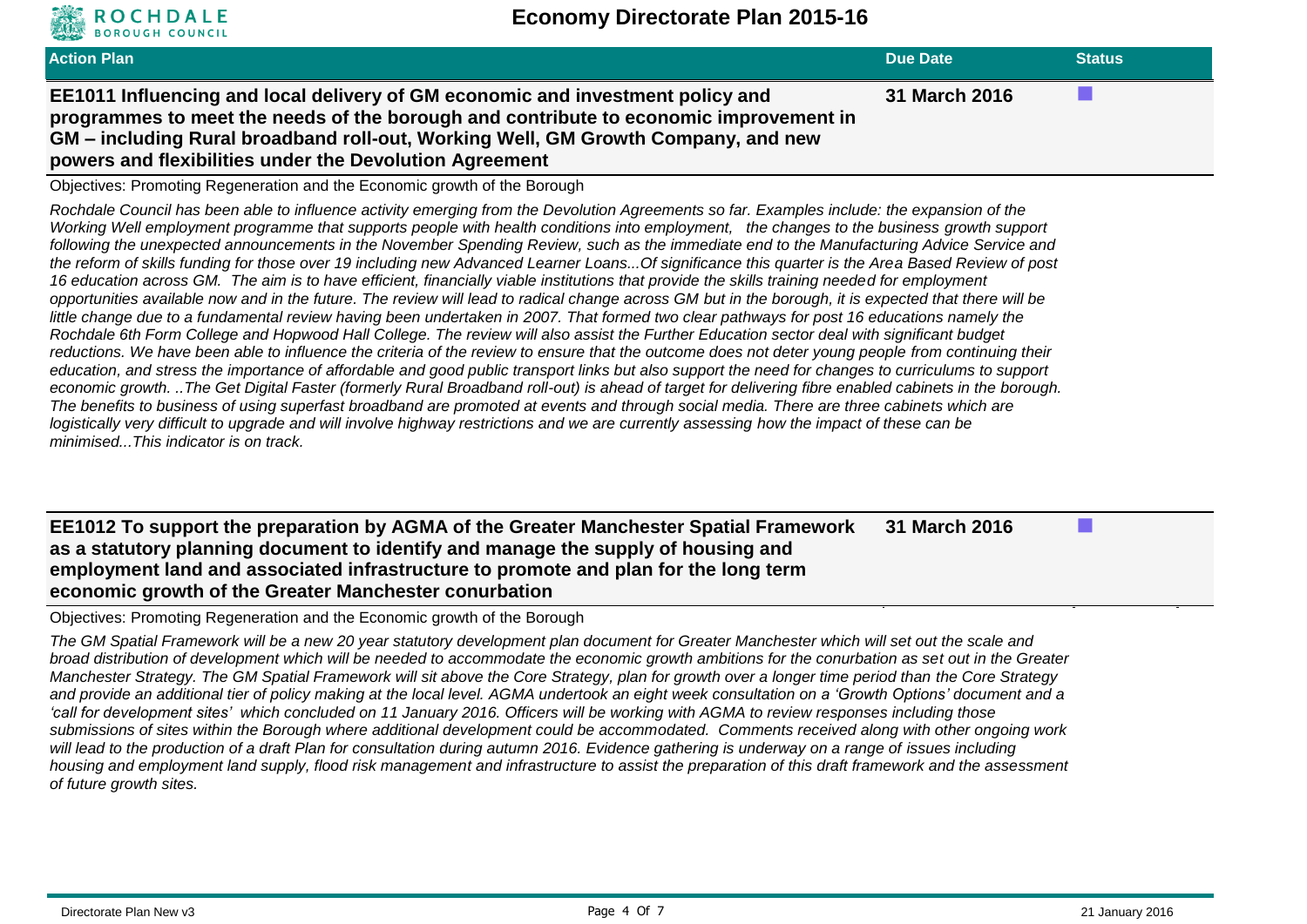| Action Plan | Due Date | Status |
|---|---|---|
| **EE1011 Influencing and local delivery of GM economic and investment policy and programmes to meet the needs of the borough and contribute to economic improvement in GM – including Rural broadband roll-out, Working Well, GM Growth Company, and new powers and flexibilities under the Devolution Agreement** | **31 March 2016** | ■ |

Objectives: Promoting Regeneration and the Economic growth of the Borough

*Rochdale Council has been able to influence activity emerging from the Devolution Agreements so far. Examples include: the expansion of the Working Well employment programme that supports people with health conditions into employment, the changes to the business growth support following the unexpected announcements in the November Spending Review, such as the immediate end to the Manufacturing Advice Service and the reform of skills funding for those over 19 including new Advanced Learner Loans...Of significance this quarter is the Area Based Review of post 16 education across GM. The aim is to have efficient, financially viable institutions that provide the skills training needed for employment opportunities available now and in the future. The review will lead to radical change across GM but in the borough, it is expected that there will be little change due to a fundamental review having been undertaken in 2007. That formed two clear pathways for post 16 educations namely the Rochdale 6th Form College and Hopwood Hall College. The review will also assist the Further Education sector deal with significant budget reductions. We have been able to influence the criteria of the review to ensure that the outcome does not deter young people from continuing their education, and stress the importance of affordable and good public transport links but also support the need for changes to curriculums to support economic growth. ..The Get Digital Faster (formerly Rural Broadband roll-out) is ahead of target for delivering fibre enabled cabinets in the borough. The benefits to business of using superfast broadband are promoted at events and through social media. There are three cabinets which are logistically very difficult to upgrade and will involve highway restrictions and we are currently assessing how the impact of these can be minimised...This indicator is on track.*

| Action Plan | Due Date | Status |
|---|---|---|
| **EE1012 To support the preparation by AGMA of the Greater Manchester Spatial Framework as a statutory planning document to identify and manage the supply of housing and employment land and associated infrastructure to promote and plan for the long term economic growth of the Greater Manchester conurbation** | **31 March 2016** | ■ |

Objectives: Promoting Regeneration and the Economic growth of the Borough

*The GM Spatial Framework will be a new 20 year statutory development plan document for Greater Manchester which will set out the scale and broad distribution of development which will be needed to accommodate the economic growth ambitions for the conurbation as set out in the Greater Manchester Strategy. The GM Spatial Framework will sit above the Core Strategy, plan for growth over a longer time period than the Core Strategy and provide an additional tier of policy making at the local level. AGMA undertook an eight week consultation on a 'Growth Options' document and a 'call for development sites' which concluded on 11 January 2016. Officers will be working with AGMA to review responses including those submissions of sites within the Borough where additional development could be accommodated. Comments received along with other ongoing work will lead to the production of a draft Plan for consultation during autumn 2016. Evidence gathering is underway on a range of issues including housing and employment land supply, flood risk management and infrastructure to assist the preparation of this draft framework and the assessment of future growth sites.*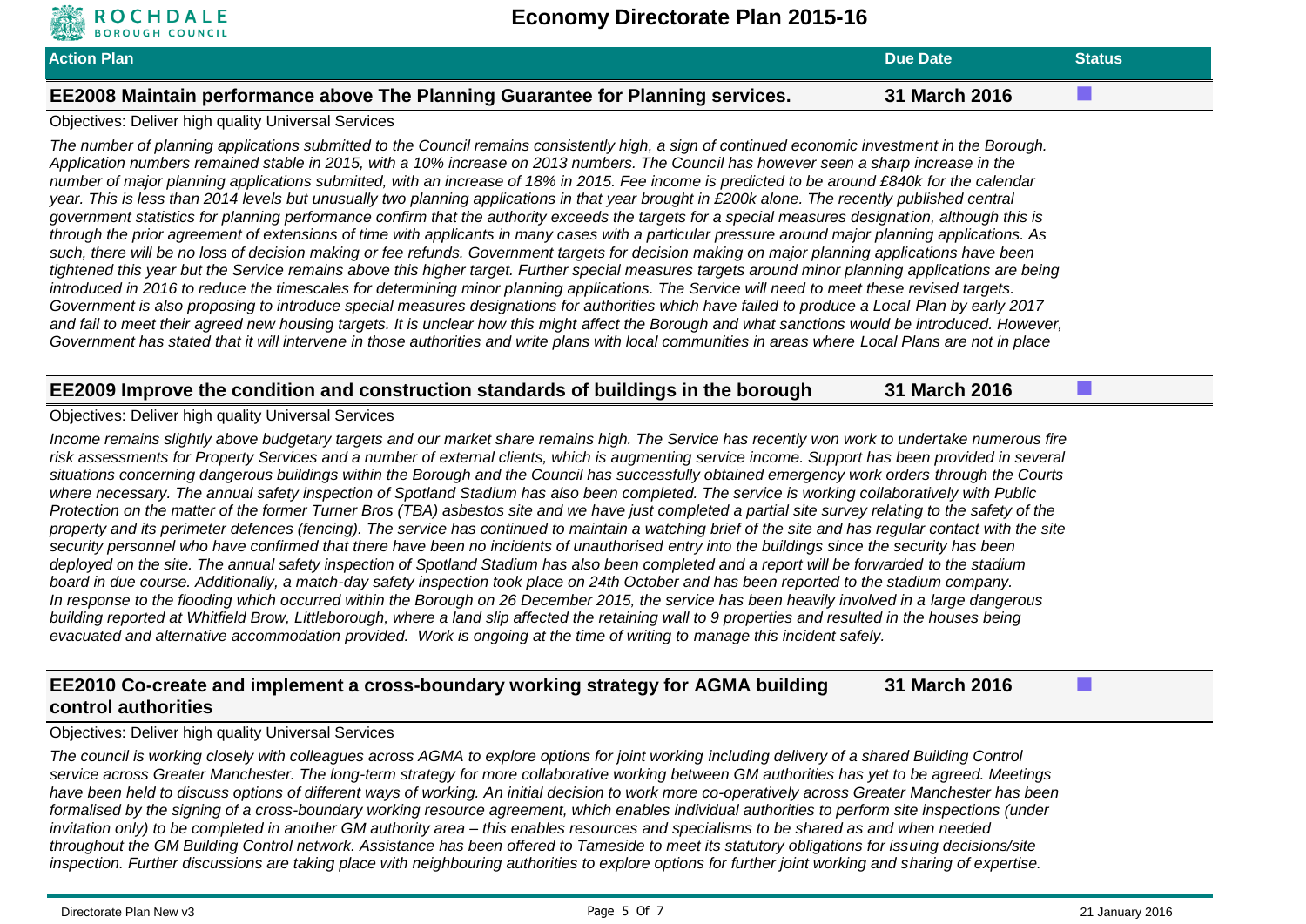| Action Plan | Due Date | Status |
|---|---|---|

## EE2008 Maintain performance above The Planning Guarantee for Planning services.

**Due Date:** 31 March 2016

Objectives: Deliver high quality Universal Services

*The number of planning applications submitted to the Council remains consistently high, a sign of continued economic investment in the Borough. Application numbers remained stable in 2015, with a 10% increase on 2013 numbers. The Council has however seen a sharp increase in the number of major planning applications submitted, with an increase of 18% in 2015. Fee income is predicted to be around £840k for the calendar year. This is less than 2014 levels but unusually two planning applications in that year brought in £200k alone. The recently published central government statistics for planning performance confirm that the authority exceeds the targets for a special measures designation, although this is through the prior agreement of extensions of time with applicants in many cases with a particular pressure around major planning applications. As such, there will be no loss of decision making or fee refunds. Government targets for decision making on major planning applications have been tightened this year but the Service remains above this higher target. Further special measures targets around minor planning applications are being introduced in 2016 to reduce the timescales for determining minor planning applications. The Service will need to meet these revised targets. Government is also proposing to introduce special measures designations for authorities which have failed to produce a Local Plan by early 2017 and fail to meet their agreed new housing targets. It is unclear how this might affect the Borough and what sanctions would be introduced. However, Government has stated that it will intervene in those authorities and write plans with local communities in areas where Local Plans are not in place*

## EE2009 Improve the condition and construction standards of buildings in the borough

**Due Date:** 31 March 2016

Objectives: Deliver high quality Universal Services

*Income remains slightly above budgetary targets and our market share remains high. The Service has recently won work to undertake numerous fire risk assessments for Property Services and a number of external clients, which is augmenting service income. Support has been provided in several situations concerning dangerous buildings within the Borough and the Council has successfully obtained emergency work orders through the Courts where necessary. The annual safety inspection of Spotland Stadium has also been completed. The service is working collaboratively with Public Protection on the matter of the former Turner Bros (TBA) asbestos site and we have just completed a partial site survey relating to the safety of the property and its perimeter defences (fencing). The service has continued to maintain a watching brief of the site and has regular contact with the site security personnel who have confirmed that there have been no incidents of unauthorised entry into the buildings since the security has been deployed on the site. The annual safety inspection of Spotland Stadium has also been completed and a report will be forwarded to the stadium board in due course. Additionally, a match-day safety inspection took place on 24th October and has been reported to the stadium company.*
*In response to the flooding which occurred within the Borough on 26 December 2015, the service has been heavily involved in a large dangerous building reported at Whitfield Brow, Littleborough, where a land slip affected the retaining wall to 9 properties and resulted in the houses being evacuated and alternative accommodation provided. Work is ongoing at the time of writing to manage this incident safely.*

## EE2010 Co-create and implement a cross-boundary working strategy for AGMA building control authorities

**Due Date:** 31 March 2016

Objectives: Deliver high quality Universal Services

*The council is working closely with colleagues across AGMA to explore options for joint working including delivery of a shared Building Control service across Greater Manchester. The long-term strategy for more collaborative working between GM authorities has yet to be agreed. Meetings have been held to discuss options of different ways of working. An initial decision to work more co-operatively across Greater Manchester has been formalised by the signing of a cross-boundary working resource agreement, which enables individual authorities to perform site inspections (under invitation only) to be completed in another GM authority area – this enables resources and specialisms to be shared as and when needed throughout the GM Building Control network. Assistance has been offered to Tameside to meet its statutory obligations for issuing decisions/site inspection. Further discussions are taking place with neighbouring authorities to explore options for further joint working and sharing of expertise.*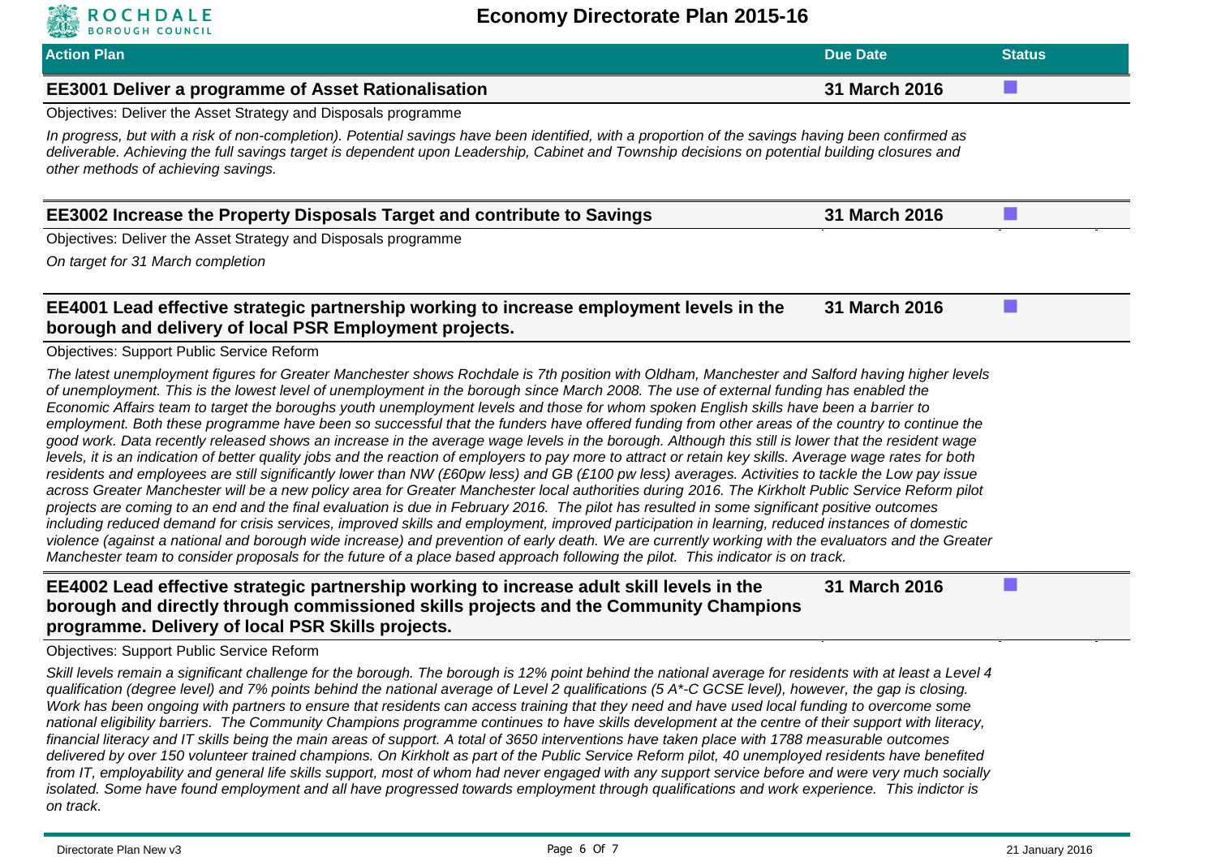# Economy Directorate Plan 2015-16

| Action Plan | Due Date | Status |
|---|---|---|
| **EE3001 Deliver a programme of Asset Rationalisation** | **31 March 2016** | |

Objectives: Deliver the Asset Strategy and Disposals programme

*In progress, but with a risk of non-completion). Potential savings have been identified, with a proportion of the savings having been confirmed as deliverable. Achieving the full savings target is dependent upon Leadership, Cabinet and Township decisions on potential building closures and other methods of achieving savings.*

| Action Plan | Due Date | Status |
|---|---|---|
| **EE3002 Increase the Property Disposals Target and contribute to Savings** | **31 March 2016** | |

Objectives: Deliver the Asset Strategy and Disposals programme

*On target for 31 March completion*

| Action Plan | Due Date | Status |
|---|---|---|
| **EE4001 Lead effective strategic partnership working to increase employment levels in the borough and delivery of local PSR Employment projects.** | **31 March 2016** | |

Objectives: Support Public Service Reform

*The latest unemployment figures for Greater Manchester shows Rochdale is 7th position with Oldham, Manchester and Salford having higher levels of unemployment. This is the lowest level of unemployment in the borough since March 2008. The use of external funding has enabled the Economic Affairs team to target the boroughs youth unemployment levels and those for whom spoken English skills have been a barrier to employment. Both these programme have been so successful that the funders have offered funding from other areas of the country to continue the good work. Data recently released shows an increase in the average wage levels in the borough. Although this still is lower that the resident wage levels, it is an indication of better quality jobs and the reaction of employers to pay more to attract or retain key skills. Average wage rates for both residents and employees are still significantly lower than NW (£60pw less) and GB (£100 pw less) averages. Activities to tackle the Low pay issue across Greater Manchester will be a new policy area for Greater Manchester local authorities during 2016. The Kirkholt Public Service Reform pilot projects are coming to an end and the final evaluation is due in February 2016. The pilot has resulted in some significant positive outcomes including reduced demand for crisis services, improved skills and employment, improved participation in learning, reduced instances of domestic violence (against a national and borough wide increase) and prevention of early death. We are currently working with the evaluators and the Greater Manchester team to consider proposals for the future of a place based approach following the pilot. This indicator is on track.*

| Action Plan | Due Date | Status |
|---|---|---|
| **EE4002 Lead effective strategic partnership working to increase adult skill levels in the borough and directly through commissioned skills projects and the Community Champions programme. Delivery of local PSR Skills projects.** | **31 March 2016** | |

Objectives: Support Public Service Reform

*Skill levels remain a significant challenge for the borough. The borough is 12% point behind the national average for residents with at least a Level 4 qualification (degree level) and 7% points behind the national average of Level 2 qualifications (5 A\*-C GCSE level), however, the gap is closing. Work has been ongoing with partners to ensure that residents can access training that they need and have used local funding to overcome some national eligibility barriers. The Community Champions programme continues to have skills development at the centre of their support with literacy, financial literacy and IT skills being the main areas of support. A total of 3650 interventions have taken place with 1788 measurable outcomes delivered by over 150 volunteer trained champions. On Kirkholt as part of the Public Service Reform pilot, 40 unemployed residents have benefited from IT, employability and general life skills support, most of whom had never engaged with any support service before and were very much socially isolated. Some have found employment and all have progressed towards employment through qualifications and work experience. This indictor is on track.*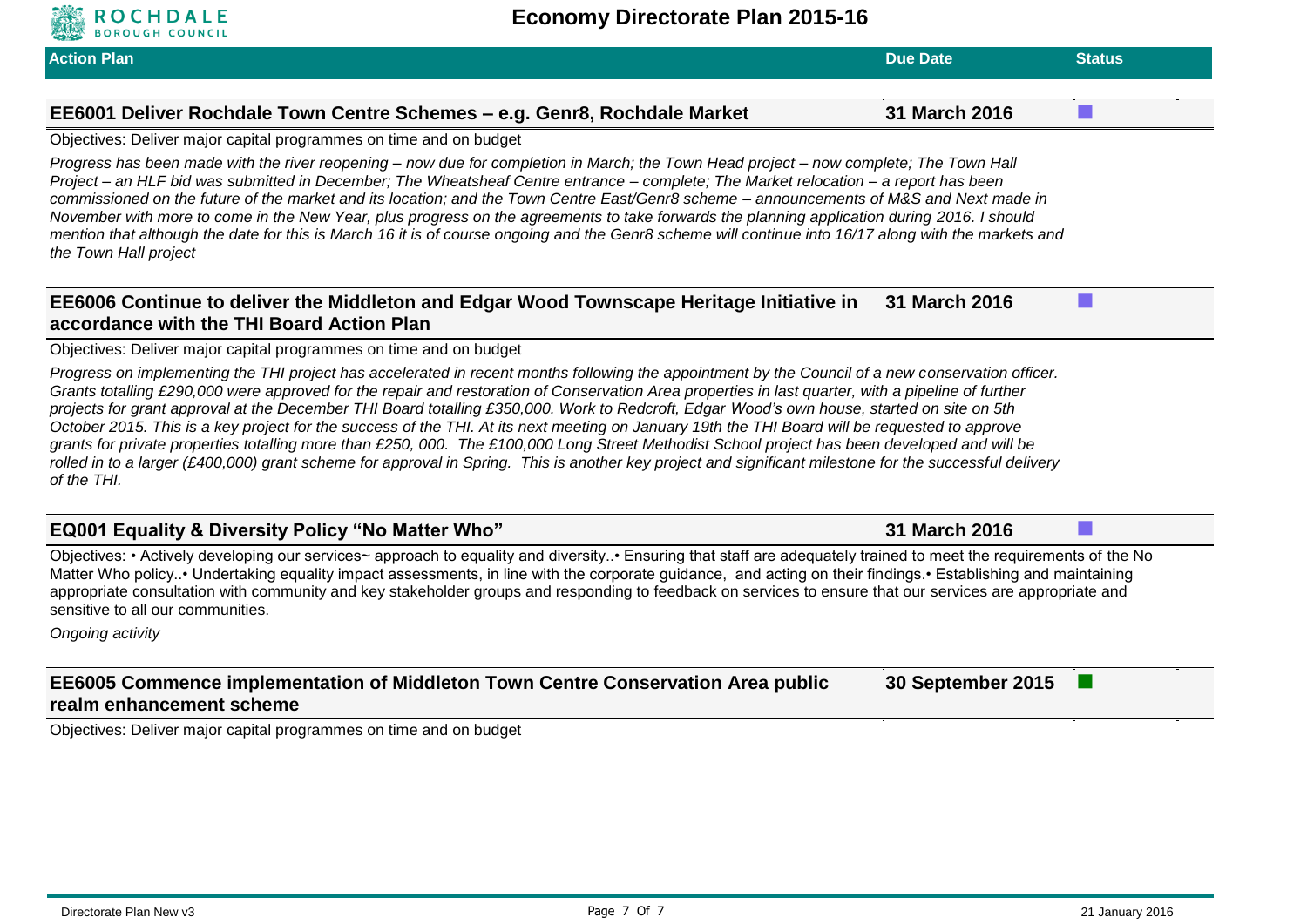| Action Plan | Due Date | Status |
| --- | --- | --- |

**EE6001 Deliver Rochdale Town Centre Schemes – e.g. Genr8, Rochdale Market** — **31 March 2016**

Objectives: Deliver major capital programmes on time and on budget

*Progress has been made with the river reopening – now due for completion in March; the Town Head project – now complete; The Town Hall Project – an HLF bid was submitted in December; The Wheatsheaf Centre entrance – complete; The Market relocation – a report has been commissioned on the future of the market and its location; and the Town Centre East/Genr8 scheme – announcements of M&S and Next made in November with more to come in the New Year, plus progress on the agreements to take forwards the planning application during 2016. I should mention that although the date for this is March 16 it is of course ongoing and the Genr8 scheme will continue into 16/17 along with the markets and the Town Hall project*

**EE6006 Continue to deliver the Middleton and Edgar Wood Townscape Heritage Initiative in accordance with the THI Board Action Plan** — **31 March 2016**

Objectives: Deliver major capital programmes on time and on budget

*Progress on implementing the THI project has accelerated in recent months following the appointment by the Council of a new conservation officer. Grants totalling £290,000 were approved for the repair and restoration of Conservation Area properties in last quarter, with a pipeline of further projects for grant approval at the December THI Board totalling £350,000. Work to Redcroft, Edgar Wood's own house, started on site on 5th October 2015. This is a key project for the success of the THI. At its next meeting on January 19th the THI Board will be requested to approve grants for private properties totalling more than £250, 000. The £100,000 Long Street Methodist School project has been developed and will be rolled in to a larger (£400,000) grant scheme for approval in Spring. This is another key project and significant milestone for the successful delivery of the THI.*

**EQ001 Equality & Diversity Policy "No Matter Who"** — **31 March 2016**

Objectives: • Actively developing our services~ approach to equality and diversity..• Ensuring that staff are adequately trained to meet the requirements of the No Matter Who policy..• Undertaking equality impact assessments, in line with the corporate guidance, and acting on their findings.• Establishing and maintaining appropriate consultation with community and key stakeholder groups and responding to feedback on services to ensure that our services are appropriate and sensitive to all our communities.

*Ongoing activity*

**EE6005 Commence implementation of Middleton Town Centre Conservation Area public realm enhancement scheme** — **30 September 2015**

Objectives: Deliver major capital programmes on time and on budget